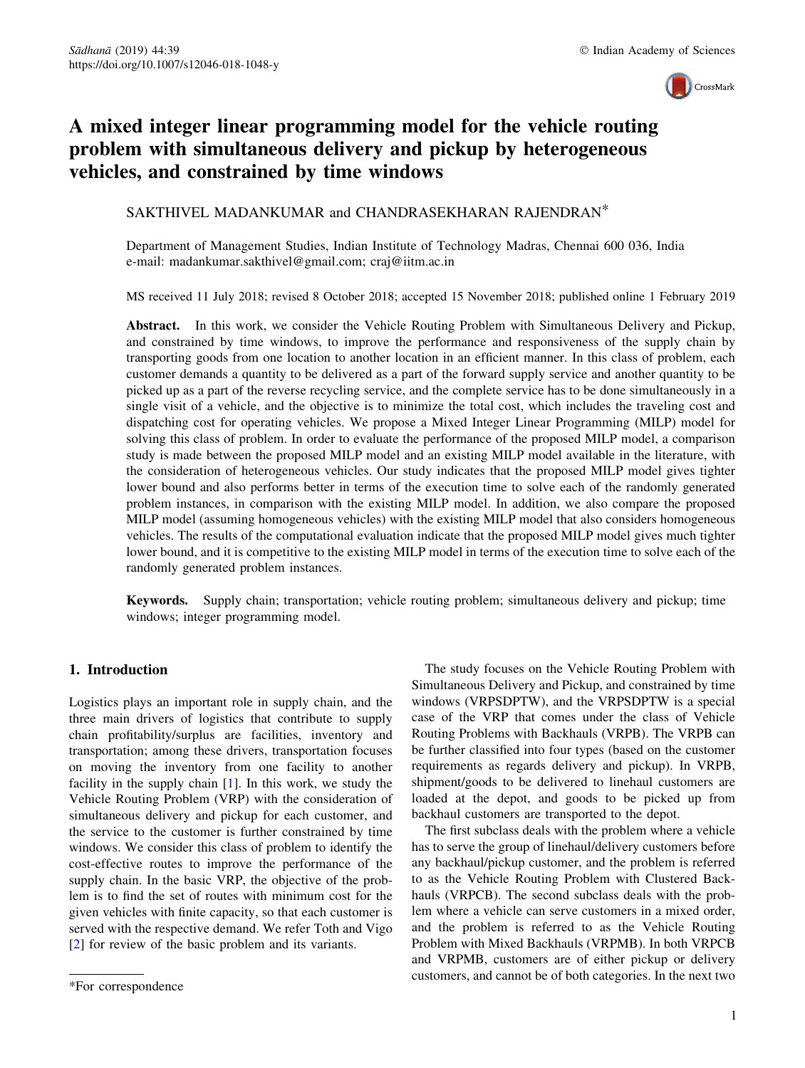# A mixed integer linear programming model for the vehicle routing problem with simultaneous delivery and pickup by heterogeneous vehicles, and constrained by time windows

SAKTHIVEL MADANKUMAR and CHANDRASEKHARAN RAJENDRAN*

Department of Management Studies, Indian Institute of Technology Madras, Chennai 600 036, India
e-mail: madankumar.sakthivel@gmail.com; craj@iitm.ac.in

MS received 11 July 2018; revised 8 October 2018; accepted 15 November 2018; published online 1 February 2019

**Abstract.** In this work, we consider the Vehicle Routing Problem with Simultaneous Delivery and Pickup, and constrained by time windows, to improve the performance and responsiveness of the supply chain by transporting goods from one location to another location in an efficient manner. In this class of problem, each customer demands a quantity to be delivered as a part of the forward supply service and another quantity to be picked up as a part of the reverse recycling service, and the complete service has to be done simultaneously in a single visit of a vehicle, and the objective is to minimize the total cost, which includes the traveling cost and dispatching cost for operating vehicles. We propose a Mixed Integer Linear Programming (MILP) model for solving this class of problem. In order to evaluate the performance of the proposed MILP model, a comparison study is made between the proposed MILP model and an existing MILP model available in the literature, with the consideration of heterogeneous vehicles. Our study indicates that the proposed MILP model gives tighter lower bound and also performs better in terms of the execution time to solve each of the randomly generated problem instances, in comparison with the existing MILP model. In addition, we also compare the proposed MILP model (assuming homogeneous vehicles) with the existing MILP model that also considers homogeneous vehicles. The results of the computational evaluation indicate that the proposed MILP model gives much tighter lower bound, and it is competitive to the existing MILP model in terms of the execution time to solve each of the randomly generated problem instances.

**Keywords.** Supply chain; transportation; vehicle routing problem; simultaneous delivery and pickup; time windows; integer programming model.

## 1. Introduction

Logistics plays an important role in supply chain, and the three main drivers of logistics that contribute to supply chain profitability/surplus are facilities, inventory and transportation; among these drivers, transportation focuses on moving the inventory from one facility to another facility in the supply chain [1]. In this work, we study the Vehicle Routing Problem (VRP) with the consideration of simultaneous delivery and pickup for each customer, and the service to the customer is further constrained by time windows. We consider this class of problem to identify the cost-effective routes to improve the performance of the supply chain. In the basic VRP, the objective of the problem is to find the set of routes with minimum cost for the given vehicles with finite capacity, so that each customer is served with the respective demand. We refer Toth and Vigo [2] for review of the basic problem and its variants.

The study focuses on the Vehicle Routing Problem with Simultaneous Delivery and Pickup, and constrained by time windows (VRPSDPTW), and the VRPSDPTW is a special case of the VRP that comes under the class of Vehicle Routing Problems with Backhauls (VRPB). The VRPB can be further classified into four types (based on the customer requirements as regards delivery and pickup). In VRPB, shipment/goods to be delivered to linehaul customers are loaded at the depot, and goods to be picked up from backhaul customers are transported to the depot.

The first subclass deals with the problem where a vehicle has to serve the group of linehaul/delivery customers before any backhaul/pickup customer, and the problem is referred to as the Vehicle Routing Problem with Clustered Backhauls (VRPCB). The second subclass deals with the problem where a vehicle can serve customers in a mixed order, and the problem is referred to as the Vehicle Routing Problem with Mixed Backhauls (VRPMB). In both VRPCB and VRPMB, customers are of either pickup or delivery customers, and cannot be of both categories. In the next two

*For correspondence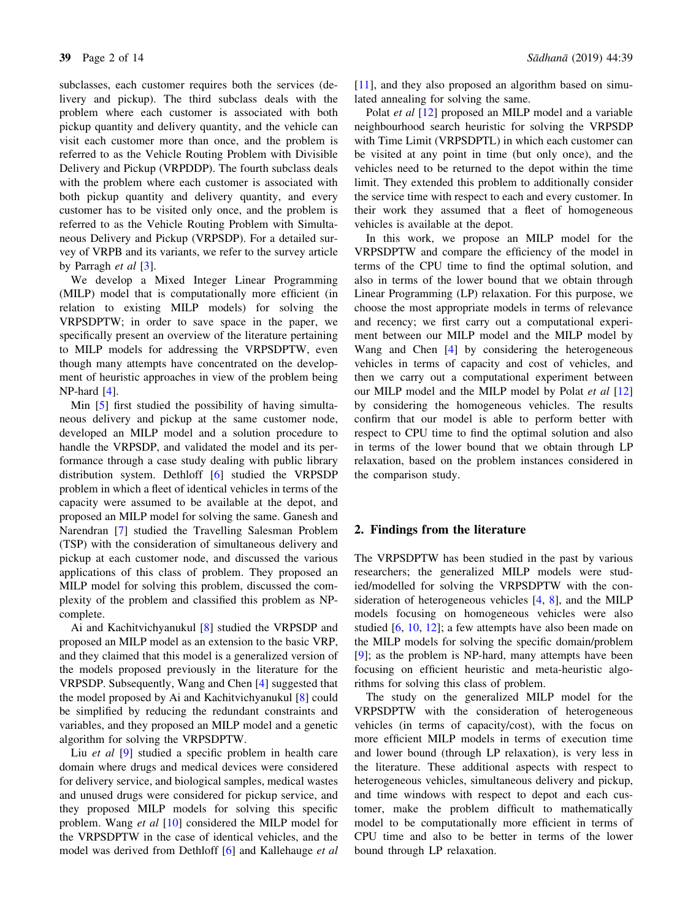subclasses, each customer requires both the services (delivery and pickup). The third subclass deals with the problem where each customer is associated with both pickup quantity and delivery quantity, and the vehicle can visit each customer more than once, and the problem is referred to as the Vehicle Routing Problem with Divisible Delivery and Pickup (VRPDDP). The fourth subclass deals with the problem where each customer is associated with both pickup quantity and delivery quantity, and every customer has to be visited only once, and the problem is referred to as the Vehicle Routing Problem with Simultaneous Delivery and Pickup (VRPSDP). For a detailed survey of VRPB and its variants, we refer to the survey article by Parragh *et al* [3].

We develop a Mixed Integer Linear Programming (MILP) model that is computationally more efficient (in relation to existing MILP models) for solving the VRPSDPTW; in order to save space in the paper, we specifically present an overview of the literature pertaining to MILP models for addressing the VRPSDPTW, even though many attempts have concentrated on the development of heuristic approaches in view of the problem being NP-hard [4].

Min [5] first studied the possibility of having simultaneous delivery and pickup at the same customer node, developed an MILP model and a solution procedure to handle the VRPSDP, and validated the model and its performance through a case study dealing with public library distribution system. Dethloff [6] studied the VRPSDP problem in which a fleet of identical vehicles in terms of the capacity were assumed to be available at the depot, and proposed an MILP model for solving the same. Ganesh and Narendran [7] studied the Travelling Salesman Problem (TSP) with the consideration of simultaneous delivery and pickup at each customer node, and discussed the various applications of this class of problem. They proposed an MILP model for solving this problem, discussed the complexity of the problem and classified this problem as NP-complete.

Ai and Kachitvichyanukul [8] studied the VRPSDP and proposed an MILP model as an extension to the basic VRP, and they claimed that this model is a generalized version of the models proposed previously in the literature for the VRPSDP. Subsequently, Wang and Chen [4] suggested that the model proposed by Ai and Kachitvichyanukul [8] could be simplified by reducing the redundant constraints and variables, and they proposed an MILP model and a genetic algorithm for solving the VRPSDPTW.

Liu *et al* [9] studied a specific problem in health care domain where drugs and medical devices were considered for delivery service, and biological samples, medical wastes and unused drugs were considered for pickup service, and they proposed MILP models for solving this specific problem. Wang *et al* [10] considered the MILP model for the VRPSDPTW in the case of identical vehicles, and the model was derived from Dethloff [6] and Kallehauge *et al* [11], and they also proposed an algorithm based on simulated annealing for solving the same.

Polat *et al* [12] proposed an MILP model and a variable neighbourhood search heuristic for solving the VRPSDP with Time Limit (VRPSDPTL) in which each customer can be visited at any point in time (but only once), and the vehicles need to be returned to the depot within the time limit. They extended this problem to additionally consider the service time with respect to each and every customer. In their work they assumed that a fleet of homogeneous vehicles is available at the depot.

In this work, we propose an MILP model for the VRPSDPTW and compare the efficiency of the model in terms of the CPU time to find the optimal solution, and also in terms of the lower bound that we obtain through Linear Programming (LP) relaxation. For this purpose, we choose the most appropriate models in terms of relevance and recency; we first carry out a computational experiment between our MILP model and the MILP model by Wang and Chen [4] by considering the heterogeneous vehicles in terms of capacity and cost of vehicles, and then we carry out a computational experiment between our MILP model and the MILP model by Polat *et al* [12] by considering the homogeneous vehicles. The results confirm that our model is able to perform better with respect to CPU time to find the optimal solution and also in terms of the lower bound that we obtain through LP relaxation, based on the problem instances considered in the comparison study.

## 2. Findings from the literature

The VRPSDPTW has been studied in the past by various researchers; the generalized MILP models were studied/modelled for solving the VRPSDPTW with the consideration of heterogeneous vehicles [4, 8], and the MILP models focusing on homogeneous vehicles were also studied [6, 10, 12]; a few attempts have also been made on the MILP models for solving the specific domain/problem [9]; as the problem is NP-hard, many attempts have been focusing on efficient heuristic and meta-heuristic algorithms for solving this class of problem.

The study on the generalized MILP model for the VRPSDPTW with the consideration of heterogeneous vehicles (in terms of capacity/cost), with the focus on more efficient MILP models in terms of execution time and lower bound (through LP relaxation), is very less in the literature. These additional aspects with respect to heterogeneous vehicles, simultaneous delivery and pickup, and time windows with respect to depot and each customer, make the problem difficult to mathematically model to be computationally more efficient in terms of CPU time and also to be better in terms of the lower bound through LP relaxation.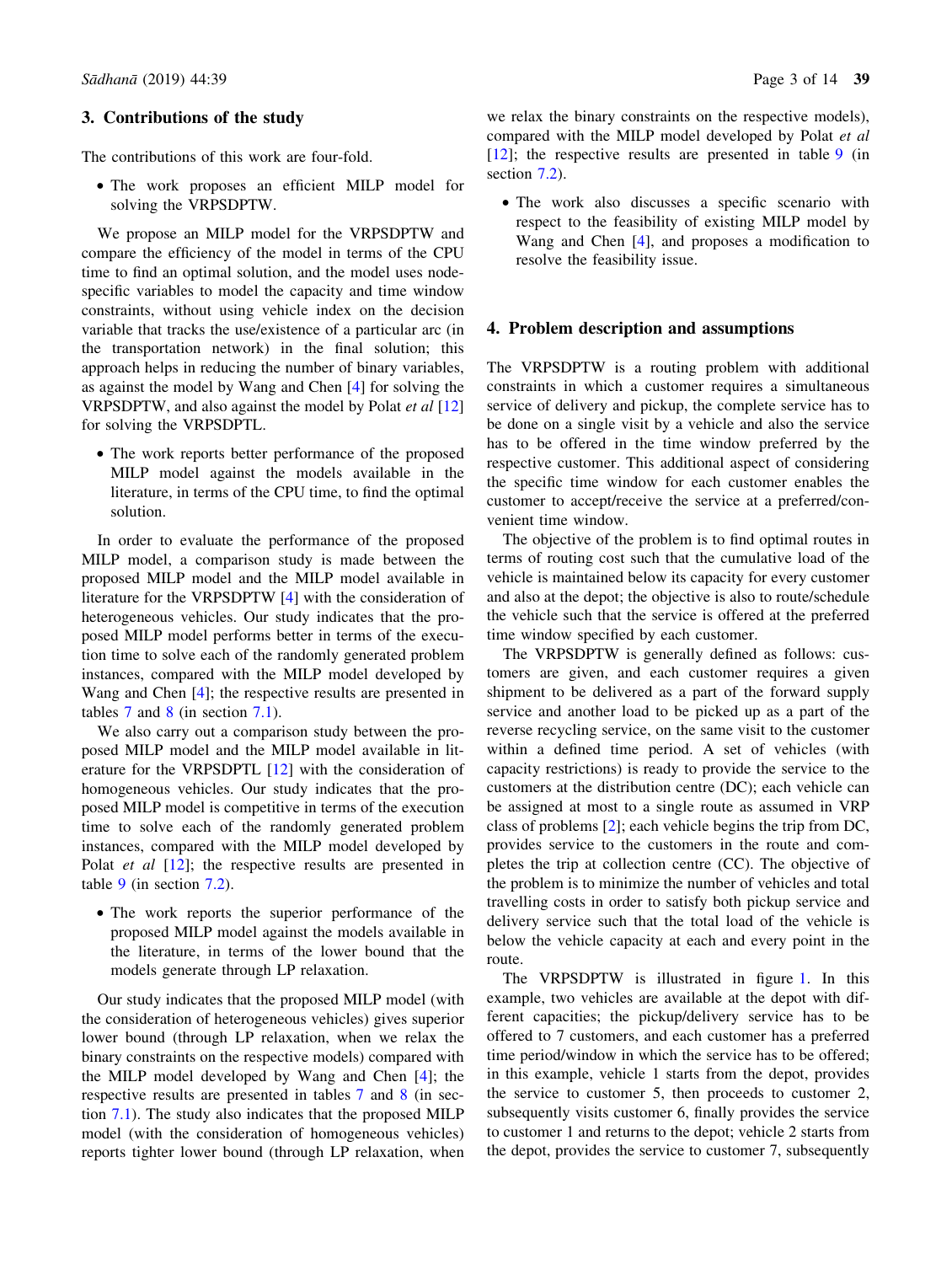## 3. Contributions of the study

The contributions of this work are four-fold.

- The work proposes an efficient MILP model for solving the VRPSDPTW.

We propose an MILP model for the VRPSDPTW and compare the efficiency of the model in terms of the CPU time to find an optimal solution, and the model uses node-specific variables to model the capacity and time window constraints, without using vehicle index on the decision variable that tracks the use/existence of a particular arc (in the transportation network) in the final solution; this approach helps in reducing the number of binary variables, as against the model by Wang and Chen [4] for solving the VRPSDPTW, and also against the model by Polat *et al* [12] for solving the VRPSDPTL.

- The work reports better performance of the proposed MILP model against the models available in the literature, in terms of the CPU time, to find the optimal solution.

In order to evaluate the performance of the proposed MILP model, a comparison study is made between the proposed MILP model and the MILP model available in literature for the VRPSDPTW [4] with the consideration of heterogeneous vehicles. Our study indicates that the proposed MILP model performs better in terms of the execution time to solve each of the randomly generated problem instances, compared with the MILP model developed by Wang and Chen [4]; the respective results are presented in tables 7 and 8 (in section 7.1).

We also carry out a comparison study between the proposed MILP model and the MILP model available in literature for the VRPSDPTL [12] with the consideration of homogeneous vehicles. Our study indicates that the proposed MILP model is competitive in terms of the execution time to solve each of the randomly generated problem instances, compared with the MILP model developed by Polat *et al* [12]; the respective results are presented in table 9 (in section 7.2).

- The work reports the superior performance of the proposed MILP model against the models available in the literature, in terms of the lower bound that the models generate through LP relaxation.

Our study indicates that the proposed MILP model (with the consideration of heterogeneous vehicles) gives superior lower bound (through LP relaxation, when we relax the binary constraints on the respective models) compared with the MILP model developed by Wang and Chen [4]; the respective results are presented in tables 7 and 8 (in section 7.1). The study also indicates that the proposed MILP model (with the consideration of homogeneous vehicles) reports tighter lower bound (through LP relaxation, when we relax the binary constraints on the respective models), compared with the MILP model developed by Polat *et al* [12]; the respective results are presented in table 9 (in section 7.2).

- The work also discusses a specific scenario with respect to the feasibility of existing MILP model by Wang and Chen [4], and proposes a modification to resolve the feasibility issue.

## 4. Problem description and assumptions

The VRPSDPTW is a routing problem with additional constraints in which a customer requires a simultaneous service of delivery and pickup, the complete service has to be done on a single visit by a vehicle and also the service has to be offered in the time window preferred by the respective customer. This additional aspect of considering the specific time window for each customer enables the customer to accept/receive the service at a preferred/convenient time window.

The objective of the problem is to find optimal routes in terms of routing cost such that the cumulative load of the vehicle is maintained below its capacity for every customer and also at the depot; the objective is also to route/schedule the vehicle such that the service is offered at the preferred time window specified by each customer.

The VRPSDPTW is generally defined as follows: customers are given, and each customer requires a given shipment to be delivered as a part of the forward supply service and another load to be picked up as a part of the reverse recycling service, on the same visit to the customer within a defined time period. A set of vehicles (with capacity restrictions) is ready to provide the service to the customers at the distribution centre (DC); each vehicle can be assigned at most to a single route as assumed in VRP class of problems [2]; each vehicle begins the trip from DC, provides service to the customers in the route and completes the trip at collection centre (CC). The objective of the problem is to minimize the number of vehicles and total travelling costs in order to satisfy both pickup service and delivery service such that the total load of the vehicle is below the vehicle capacity at each and every point in the route.

The VRPSDPTW is illustrated in figure 1. In this example, two vehicles are available at the depot with different capacities; the pickup/delivery service has to be offered to 7 customers, and each customer has a preferred time period/window in which the service has to be offered; in this example, vehicle 1 starts from the depot, provides the service to customer 5, then proceeds to customer 2, subsequently visits customer 6, finally provides the service to customer 1 and returns to the depot; vehicle 2 starts from the depot, provides the service to customer 7, subsequently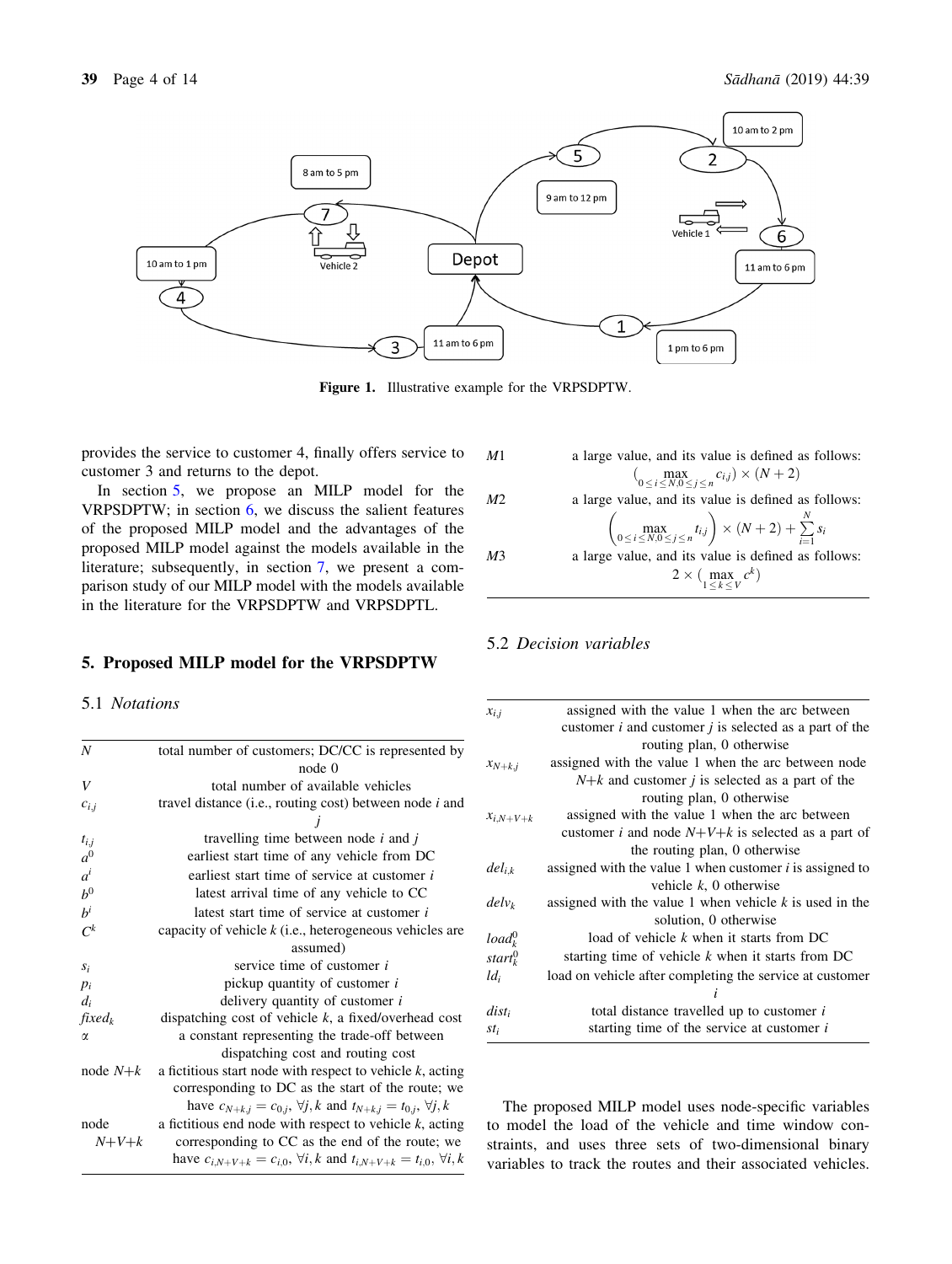Figure 1. Illustrative example for the VRPSDPTW.

provides the service to customer 4, finally offers service to customer 3 and returns to the depot.

In section 5, we propose an MILP model for the VRPSDPTW; in section 6, we discuss the salient features of the proposed MILP model and the advantages of the proposed MILP model against the models available in the literature; subsequently, in section 7, we present a comparison study of our MILP model with the models available in the literature for the VRPSDPTW and VRPSDPTL.

## 5. Proposed MILP model for the VRPSDPTW

### 5.1 *Notations*

| | |
|---|---|
| $N$ | total number of customers; DC/CC is represented by node 0 |
| $V$ | total number of available vehicles |
| $c_{i,j}$ | travel distance (i.e., routing cost) between node $i$ and $j$ |
| $t_{i,j}$ | travelling time between node $i$ and $j$ |
| $a^0$ | earliest start time of any vehicle from DC |
| $a^i$ | earliest start time of service at customer $i$ |
| $b^0$ | latest arrival time of any vehicle to CC |
| $b^i$ | latest start time of service at customer $i$ |
| $C^k$ | capacity of vehicle $k$ (i.e., heterogeneous vehicles are assumed) |
| $s_i$ | service time of customer $i$ |
| $p_i$ | pickup quantity of customer $i$ |
| $d_i$ | delivery quantity of customer $i$ |
| $fixed_k$ | dispatching cost of vehicle $k$, a fixed/overhead cost |
| $\alpha$ | a constant representing the trade-off between dispatching cost and routing cost |
| node $N+k$ | a fictitious start node with respect to vehicle $k$, acting corresponding to DC as the start of the route; we have $c_{N+k,j} = c_{0,j}, \forall j, k$ and $t_{N+k,j} = t_{0,j}, \forall j, k$ |
| node $N+V+k$ | a fictitious end node with respect to vehicle $k$, acting corresponding to CC as the end of the route; we have $c_{i,N+V+k} = c_{i,0}, \forall i, k$ and $t_{i,N+V+k} = t_{i,0}, \forall i, k$ |
| $M1$ | a large value, and its value is defined as follows: $\left(\max_{0 \le i \le N, 0 \le j \le n} c_{i,j}\right) \times (N+2)$ |
| $M2$ | a large value, and its value is defined as follows: $\left(\max_{0 \le i \le N, 0 \le j \le n} t_{i,j}\right) \times (N+2) + \sum_{i=1}^{N} s_i$ |
| $M3$ | a large value, and its value is defined as follows: $2 \times \left(\max_{1 \le k \le V} c^k\right)$ |

### 5.2 *Decision variables*

| | |
|---|---|
| $x_{i,j}$ | assigned with the value 1 when the arc between customer $i$ and customer $j$ is selected as a part of the routing plan, 0 otherwise |
| $x_{N+k,j}$ | assigned with the value 1 when the arc between node $N+k$ and customer $j$ is selected as a part of the routing plan, 0 otherwise |
| $x_{i,N+V+k}$ | assigned with the value 1 when the arc between customer $i$ and node $N+V+k$ is selected as a part of the routing plan, 0 otherwise |
| $del_{i,k}$ | assigned with the value 1 when customer $i$ is assigned to vehicle $k$, 0 otherwise |
| $delv_k$ | assigned with the value 1 when vehicle $k$ is used in the solution, 0 otherwise |
| $load_k^0$ | load of vehicle $k$ when it starts from DC |
| $start_k^0$ | starting time of vehicle $k$ when it starts from DC |
| $ld_i$ | load on vehicle after completing the service at customer $i$ |
| $dist_i$ | total distance travelled up to customer $i$ |
| $st_i$ | starting time of the service at customer $i$ |

The proposed MILP model uses node-specific variables to model the load of the vehicle and time window constraints, and uses three sets of two-dimensional binary variables to track the routes and their associated vehicles.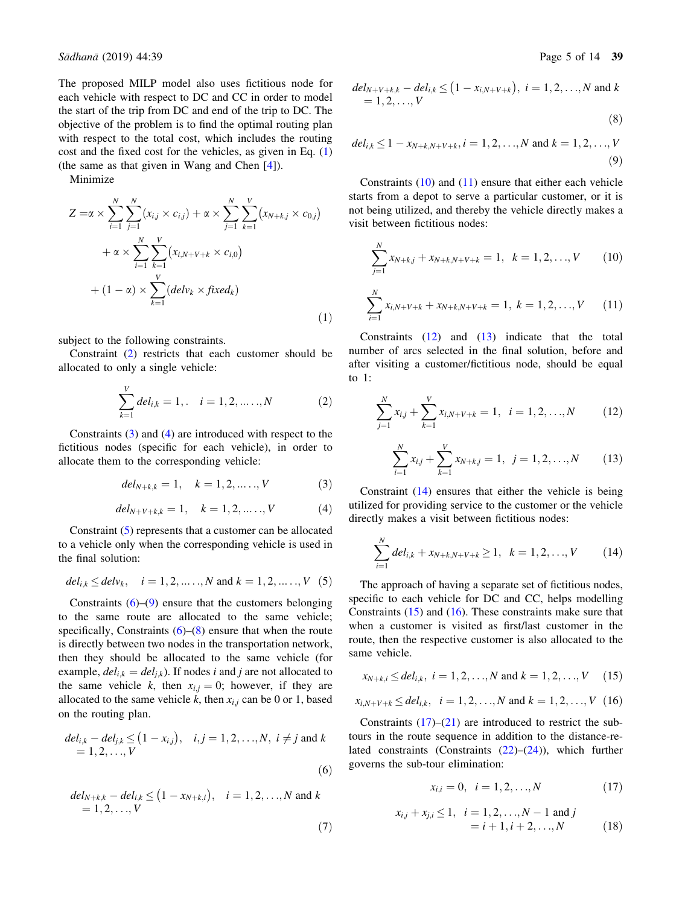The proposed MILP model also uses fictitious node for each vehicle with respect to DC and CC in order to model the start of the trip from DC and end of the trip to DC. The objective of the problem is to find the optimal routing plan with respect to the total cost, which includes the routing cost and the fixed cost for the vehicles, as given in Eq. (1) (the same as that given in Wang and Chen [4]).

Minimize

$$
\begin{aligned}
Z = & \alpha \times \sum_{i=1}^{N}\sum_{j=1}^{N}(x_{i,j} \times c_{i,j}) + \alpha \times \sum_{j=1}^{N}\sum_{k=1}^{V}(x_{N+k,j} \times c_{0,j}) \\
& + \alpha \times \sum_{i=1}^{N}\sum_{k=1}^{V}(x_{i,N+V+k} \times c_{i,0}) \\
& + (1-\alpha) \times \sum_{k=1}^{V}(delv_k \times fixed_k)
\end{aligned}
\tag{1}
$$

subject to the following constraints.

Constraint (2) restricts that each customer should be allocated to only a single vehicle:

$$\sum_{k=1}^{V} del_{i,k} = 1,. \quad i = 1, 2, \ldots.., N \tag{2}$$

Constraints (3) and (4) are introduced with respect to the fictitious nodes (specific for each vehicle), in order to allocate them to the corresponding vehicle:

$$del_{N+k,k} = 1, \quad k = 1, 2, \ldots.., V \tag{3}$$

$$del_{N+V+k,k} = 1, \quad k = 1, 2, \ldots.., V \tag{4}$$

Constraint (5) represents that a customer can be allocated to a vehicle only when the corresponding vehicle is used in the final solution:

$$del_{i,k} \leq delv_k, \quad i = 1, 2, \ldots.., N \text{ and } k = 1, 2, \ldots.., V \tag{5}$$

Constraints (6)–(9) ensure that the customers belonging to the same route are allocated to the same vehicle; specifically, Constraints (6)–(8) ensure that when the route is directly between two nodes in the transportation network, then they should be allocated to the same vehicle (for example, $del_{i,k} = del_{j,k}$). If nodes $i$ and $j$ are not allocated to the same vehicle $k$, then $x_{i,j} = 0$; however, if they are allocated to the same vehicle $k$, then $x_{i,j}$ can be 0 or 1, based on the routing plan.

$$del_{i,k} - del_{j,k} \leq (1 - x_{i,j}), \quad i, j = 1, 2, \ldots, N, \ i \neq j \text{ and } k = 1, 2, \ldots, V \tag{6}$$

$$del_{N+k,k} - del_{i,k} \leq (1 - x_{N+k,i}), \quad i = 1, 2, \ldots, N \text{ and } k = 1, 2, \ldots, V \tag{7}$$

$$del_{N+V+k,k} - del_{i,k} \leq (1 - x_{i,N+V+k}), \ i = 1, 2, \ldots, N \text{ and } k = 1, 2, \ldots, V \tag{8}$$

$$del_{i,k} \leq 1 - x_{N+k,N+V+k}, i = 1, 2, \ldots, N \text{ and } k = 1, 2, \ldots, V \tag{9}$$

Constraints (10) and (11) ensure that either each vehicle starts from a depot to serve a particular customer, or it is not being utilized, and thereby the vehicle directly makes a visit between fictitious nodes:

$$\sum_{j=1}^{N} x_{N+k,j} + x_{N+k,N+V+k} = 1, \quad k = 1, 2, \ldots, V \tag{10}$$

$$\sum_{i=1}^{N} x_{i,N+V+k} + x_{N+k,N+V+k} = 1, \ k = 1, 2, \ldots, V \tag{11}$$

Constraints (12) and (13) indicate that the total number of arcs selected in the final solution, before and after visiting a customer/fictitious node, should be equal to 1:

$$\sum_{j=1}^{N} x_{i,j} + \sum_{k=1}^{V} x_{i,N+V+k} = 1, \quad i = 1, 2, \ldots, N \tag{12}$$

$$\sum_{i=1}^{N} x_{i,j} + \sum_{k=1}^{V} x_{N+k,j} = 1, \quad j = 1, 2, \ldots, N \tag{13}$$

Constraint (14) ensures that either the vehicle is being utilized for providing service to the customer or the vehicle directly makes a visit between fictitious nodes:

$$\sum_{i=1}^{N} del_{i,k} + x_{N+k,N+V+k} \geq 1, \quad k = 1, 2, \ldots, V \tag{14}$$

The approach of having a separate set of fictitious nodes, specific to each vehicle for DC and CC, helps modelling Constraints (15) and (16). These constraints make sure that when a customer is visited as first/last customer in the route, then the respective customer is also allocated to the same vehicle.

$$x_{N+k,i} \leq del_{i,k}, \ i = 1, 2, \ldots, N \text{ and } k = 1, 2, \ldots, V \tag{15}$$

$$x_{i,N+V+k} \leq del_{i,k}, \quad i = 1, 2, \ldots, N \text{ and } k = 1, 2, \ldots, V \tag{16}$$

Constraints (17)–(21) are introduced to restrict the sub-tours in the route sequence in addition to the distance-related constraints (Constraints (22)–(24)), which further governs the sub-tour elimination:

$$x_{i,i} = 0, \quad i = 1, 2, \ldots, N \tag{17}$$

$$x_{i,j} + x_{j,i} \leq 1, \quad i = 1, 2, \ldots, N-1 \text{ and } j = i+1, i+2, \ldots, N \tag{18}$$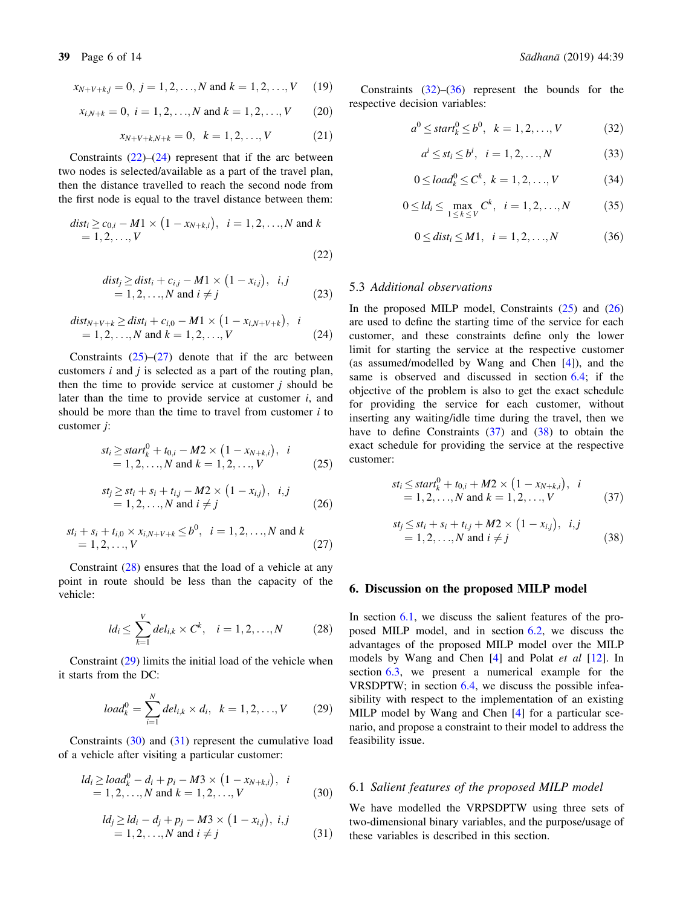$$x_{N+V+k,j} = 0,\ j = 1,2,\ldots,N \text{ and } k = 1,2,\ldots,V \tag{19}$$

$$x_{i,N+k} = 0,\ i = 1,2,\ldots,N \text{ and } k = 1,2,\ldots,V \tag{20}$$

$$x_{N+V+k,N+k} = 0,\ \ k = 1,2,\ldots,V \tag{21}$$

Constraints (22)–(24) represent that if the arc between two nodes is selected/available as a part of the travel plan, then the distance travelled to reach the second node from the first node is equal to the travel distance between them:

$$dist_i \geq c_{0,i} - M1 \times (1 - x_{N+k,i}),\ \ i = 1,2,\ldots,N \text{ and } k = 1,2,\ldots,V \tag{22}$$

$$dist_j \geq dist_i + c_{i,j} - M1 \times (1 - x_{i,j}),\ \ i,j = 1,2,\ldots,N \text{ and } i \neq j \tag{23}$$

$$dist_{N+V+k} \geq dist_i + c_{i,0} - M1 \times (1 - x_{i,N+V+k}),\ \ i = 1,2,\ldots,N \text{ and } k = 1,2,\ldots,V \tag{24}$$

Constraints (25)–(27) denote that if the arc between customers $i$ and $j$ is selected as a part of the routing plan, then the time to provide service at customer $j$ should be later than the time to provide service at customer $i$, and should be more than the time to travel from customer $i$ to customer $j$:

$$st_i \geq start_k^0 + t_{0,i} - M2 \times (1 - x_{N+k,i}),\ \ i = 1,2,\ldots,N \text{ and } k = 1,2,\ldots,V \tag{25}$$

$$st_j \geq st_i + s_i + t_{i,j} - M2 \times (1 - x_{i,j}),\ \ i,j = 1,2,\ldots,N \text{ and } i \neq j \tag{26}$$

$$st_i + s_i + t_{i,0} \times x_{i,N+V+k} \leq b^0,\ \ i = 1,2,\ldots,N \text{ and } k = 1,2,\ldots,V \tag{27}$$

Constraint (28) ensures that the load of a vehicle at any point in route should be less than the capacity of the vehicle:

$$ld_i \leq \sum_{k=1}^{V} del_{i,k} \times C^k,\ \ i = 1,2,\ldots,N \tag{28}$$

Constraint (29) limits the initial load of the vehicle when it starts from the DC:

$$load_k^0 = \sum_{i=1}^{N} del_{i,k} \times d_i,\ \ k = 1,2,\ldots,V \tag{29}$$

Constraints (30) and (31) represent the cumulative load of a vehicle after visiting a particular customer:

$$ld_i \geq load_k^0 - d_i + p_i - M3 \times (1 - x_{N+k,i}),\ \ i = 1,2,\ldots,N \text{ and } k = 1,2,\ldots,V \tag{30}$$

$$ld_j \geq ld_i - d_j + p_j - M3 \times (1 - x_{i,j}),\ i,j = 1,2,\ldots,N \text{ and } i \neq j \tag{31}$$

Constraints (32)–(36) represent the bounds for the respective decision variables:

$$a^0 \leq start_k^0 \leq b^0,\ \ k = 1,2,\ldots,V \tag{32}$$

$$a^i \leq st_i \leq b^i,\ \ i = 1,2,\ldots,N \tag{33}$$

$$0 \leq load_k^0 \leq C^k,\ k = 1,2,\ldots,V \tag{34}$$

$$0 \leq ld_i \leq \max_{1 \leq k \leq V} C^k,\ \ i = 1,2,\ldots,N \tag{35}$$

$$0 \leq dist_i \leq M1,\ \ i = 1,2,\ldots,N \tag{36}$$

### 5.3 *Additional observations*

In the proposed MILP model, Constraints (25) and (26) are used to define the starting time of the service for each customer, and these constraints define only the lower limit for starting the service at the respective customer (as assumed/modelled by Wang and Chen [4]), and the same is observed and discussed in section 6.4; if the objective of the problem is also to get the exact schedule for providing the service for each customer, without inserting any waiting/idle time during the travel, then we have to define Constraints (37) and (38) to obtain the exact schedule for providing the service at the respective customer:

$$st_i \leq start_k^0 + t_{0,i} + M2 \times (1 - x_{N+k,i}),\ \ i = 1,2,\ldots,N \text{ and } k = 1,2,\ldots,V \tag{37}$$

$$st_j \leq st_i + s_i + t_{i,j} + M2 \times (1 - x_{i,j}),\ \ i,j = 1,2,\ldots,N \text{ and } i \neq j \tag{38}$$

## 6. Discussion on the proposed MILP model

In section 6.1, we discuss the salient features of the proposed MILP model, and in section 6.2, we discuss the advantages of the proposed MILP model over the MILP models by Wang and Chen [4] and Polat *et al* [12]. In section 6.3, we present a numerical example for the VRSDPTW; in section 6.4, we discuss the possible infeasibility with respect to the implementation of an existing MILP model by Wang and Chen [4] for a particular scenario, and propose a constraint to their model to address the feasibility issue.

### 6.1 *Salient features of the proposed MILP model*

We have modelled the VRPSDPTW using three sets of two-dimensional binary variables, and the purpose/usage of these variables is described in this section.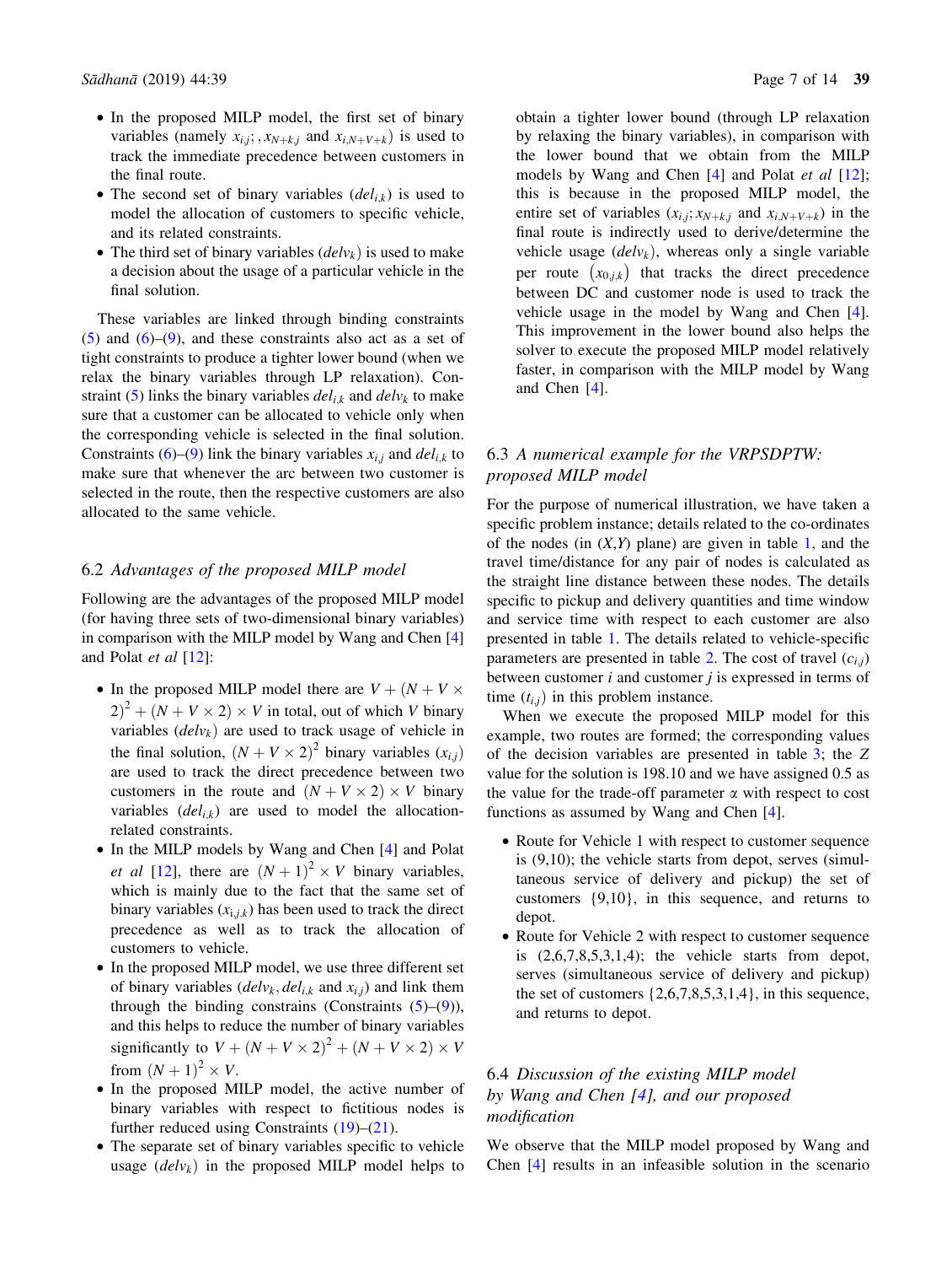- In the proposed MILP model, the first set of binary variables (namely $x_{i,j}$; , $x_{N+k,j}$ and $x_{i,N+V+k}$) is used to track the immediate precedence between customers in the final route.
- The second set of binary variables ($del_{i,k}$) is used to model the allocation of customers to specific vehicle, and its related constraints.
- The third set of binary variables ($delv_k$) is used to make a decision about the usage of a particular vehicle in the final solution.

These variables are linked through binding constraints (5) and (6)–(9), and these constraints also act as a set of tight constraints to produce a tighter lower bound (when we relax the binary variables through LP relaxation). Constraint (5) links the binary variables $del_{i,k}$ and $delv_k$ to make sure that a customer can be allocated to vehicle only when the corresponding vehicle is selected in the final solution. Constraints (6)–(9) link the binary variables $x_{i,j}$ and $del_{i,k}$ to make sure that whenever the arc between two customer is selected in the route, then the respective customers are also allocated to the same vehicle.

### 6.2 *Advantages of the proposed MILP model*

Following are the advantages of the proposed MILP model (for having three sets of two-dimensional binary variables) in comparison with the MILP model by Wang and Chen [4] and Polat *et al* [12]:

- In the proposed MILP model there are $V + (N + V \times 2)^2 + (N + V \times 2) \times V$ in total, out of which $V$ binary variables ($delv_k$) are used to track usage of vehicle in the final solution, $(N + V \times 2)^2$ binary variables ($x_{i,j}$) are used to track the direct precedence between two customers in the route and $(N + V \times 2) \times V$ binary variables ($del_{i,k}$) are used to model the allocation-related constraints.
- In the MILP models by Wang and Chen [4] and Polat *et al* [12], there are $(N + 1)^2 \times V$ binary variables, which is mainly due to the fact that the same set of binary variables ($x_{i,j,k}$) has been used to track the direct precedence as well as to track the allocation of customers to vehicle.
- In the proposed MILP model, we use three different set of binary variables ($delv_k$, $del_{i,k}$ and $x_{i,j}$) and link them through the binding constrains (Constraints (5)–(9)), and this helps to reduce the number of binary variables significantly to $V + (N + V \times 2)^2 + (N + V \times 2) \times V$ from $(N + 1)^2 \times V$.
- In the proposed MILP model, the active number of binary variables with respect to fictitious nodes is further reduced using Constraints (19)–(21).
- The separate set of binary variables specific to vehicle usage ($delv_k$) in the proposed MILP model helps to obtain a tighter lower bound (through LP relaxation by relaxing the binary variables), in comparison with the lower bound that we obtain from the MILP models by Wang and Chen [4] and Polat *et al* [12]; this is because in the proposed MILP model, the entire set of variables ($x_{i,j}$; $x_{N+k,j}$ and $x_{i,N+V+k}$) in the final route is indirectly used to derive/determine the vehicle usage ($delv_k$), whereas only a single variable per route $\left(x_{0,j,k}\right)$ that tracks the direct precedence between DC and customer node is used to track the vehicle usage in the model by Wang and Chen [4]. This improvement in the lower bound also helps the solver to execute the proposed MILP model relatively faster, in comparison with the MILP model by Wang and Chen [4].

### 6.3 *A numerical example for the VRPSDPTW: proposed MILP model*

For the purpose of numerical illustration, we have taken a specific problem instance; details related to the co-ordinates of the nodes (in $(X,Y)$ plane) are given in table 1, and the travel time/distance for any pair of nodes is calculated as the straight line distance between these nodes. The details specific to pickup and delivery quantities and time window and service time with respect to each customer are also presented in table 1. The details related to vehicle-specific parameters are presented in table 2. The cost of travel ($c_{i,j}$) between customer $i$ and customer $j$ is expressed in terms of time ($t_{i,j}$) in this problem instance.

When we execute the proposed MILP model for this example, two routes are formed; the corresponding values of the decision variables are presented in table 3; the $Z$ value for the solution is 198.10 and we have assigned 0.5 as the value for the trade-off parameter $\alpha$ with respect to cost functions as assumed by Wang and Chen [4].

- Route for Vehicle 1 with respect to customer sequence is (9,10); the vehicle starts from depot, serves (simultaneous service of delivery and pickup) the set of customers {9,10}, in this sequence, and returns to depot.
- Route for Vehicle 2 with respect to customer sequence is (2,6,7,8,5,3,1,4); the vehicle starts from depot, serves (simultaneous service of delivery and pickup) the set of customers {2,6,7,8,5,3,1,4}, in this sequence, and returns to depot.

### 6.4 *Discussion of the existing MILP model by Wang and Chen [4], and our proposed modification*

We observe that the MILP model proposed by Wang and Chen [4] results in an infeasible solution in the scenario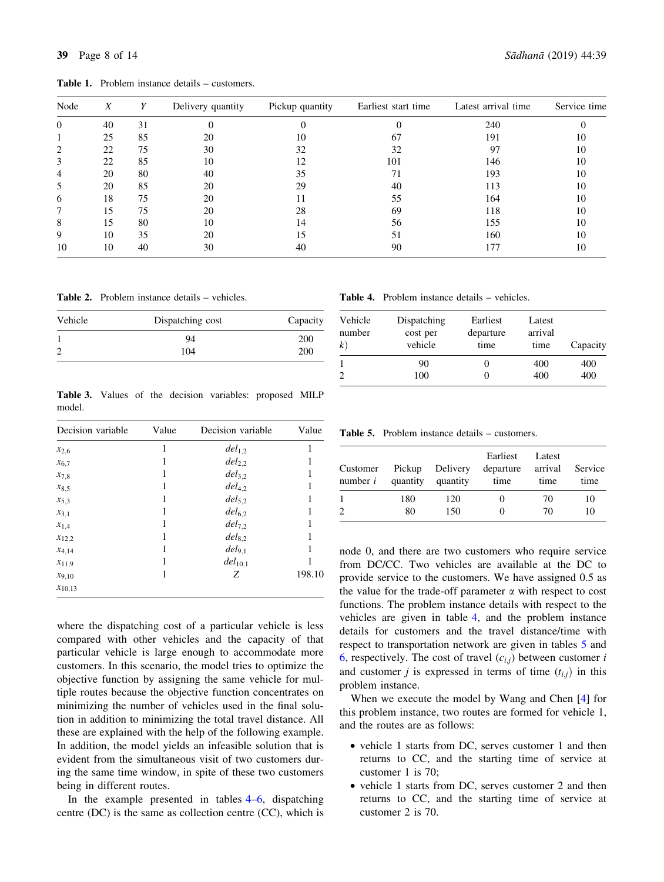**Table 1.** Problem instance details – customers.

| Node | X | Y | Delivery quantity | Pickup quantity | Earliest start time | Latest arrival time | Service time |
|---|---|---|---|---|---|---|---|
| 0 | 40 | 31 | 0 | 0 | 0 | 240 | 0 |
| 1 | 25 | 85 | 20 | 10 | 67 | 191 | 10 |
| 2 | 22 | 75 | 30 | 32 | 32 | 97 | 10 |
| 3 | 22 | 85 | 10 | 12 | 101 | 146 | 10 |
| 4 | 20 | 80 | 40 | 35 | 71 | 193 | 10 |
| 5 | 20 | 85 | 20 | 29 | 40 | 113 | 10 |
| 6 | 18 | 75 | 20 | 11 | 55 | 164 | 10 |
| 7 | 15 | 75 | 20 | 28 | 69 | 118 | 10 |
| 8 | 15 | 80 | 10 | 14 | 56 | 155 | 10 |
| 9 | 10 | 35 | 20 | 15 | 51 | 160 | 10 |
| 10 | 10 | 40 | 30 | 40 | 90 | 177 | 10 |

**Table 2.** Problem instance details – vehicles.

| Vehicle | Dispatching cost | Capacity |
|---|---|---|
| 1 | 94 | 200 |
| 2 | 104 | 200 |

**Table 3.** Values of the decision variables: proposed MILP model.

| Decision variable | Value | Decision variable | Value |
|---|---|---|---|
| $x_{2,6}$ | 1 | $del_{1,2}$ | 1 |
| $x_{6,7}$ | 1 | $del_{2,2}$ | 1 |
| $x_{7,8}$ | 1 | $del_{3,2}$ | 1 |
| $x_{8,5}$ | 1 | $del_{4,2}$ | 1 |
| $x_{5,3}$ | 1 | $del_{5,2}$ | 1 |
| $x_{3,1}$ | 1 | $del_{6,2}$ | 1 |
| $x_{1,4}$ | 1 | $del_{7,2}$ | 1 |
| $x_{12,2}$ | 1 | $del_{8,2}$ | 1 |
| $x_{4,14}$ | 1 | $del_{9,1}$ | 1 |
| $x_{11,9}$ | 1 | $del_{10,1}$ | 1 |
| $x_{9,10}$ | 1 | $Z$ | 198.10 |
| $x_{10,13}$ | | | |

where the dispatching cost of a particular vehicle is less compared with other vehicles and the capacity of that particular vehicle is large enough to accommodate more customers. In this scenario, the model tries to optimize the objective function by assigning the same vehicle for multiple routes because the objective function concentrates on minimizing the number of vehicles used in the final solution in addition to minimizing the total travel distance. All these are explained with the help of the following example. In addition, the model yields an infeasible solution that is evident from the simultaneous visit of two customers during the same time window, in spite of these two customers being in different routes.

In the example presented in tables 4–6, dispatching centre (DC) is the same as collection centre (CC), which is node 0, and there are two customers who require service from DC/CC. Two vehicles are available at the DC to provide service to the customers. We have assigned 0.5 as the value for the trade-off parameter $\alpha$ with respect to cost functions. The problem instance details with respect to the vehicles are given in table 4, and the problem instance details for customers and the travel distance/time with respect to transportation network are given in tables 5 and 6, respectively. The cost of travel ($c_{i,j}$) between customer $i$ and customer $j$ is expressed in terms of time ($t_{i,j}$) in this problem instance.

**Table 4.** Problem instance details – vehicles.

| Vehicle number $k$) | Dispatching cost per vehicle | Earliest departure time | Latest arrival time | Capacity |
|---|---|---|---|---|
| 1 | 90 | 0 | 400 | 400 |
| 2 | 100 | 0 | 400 | 400 |

**Table 5.** Problem instance details – customers.

| Customer number $i$ | Pickup quantity | Delivery quantity | Earliest departure time | Latest arrival time | Service time |
|---|---|---|---|---|---|
| 1 | 180 | 120 | 0 | 70 | 10 |
| 2 | 80 | 150 | 0 | 70 | 10 |

When we execute the model by Wang and Chen [4] for this problem instance, two routes are formed for vehicle 1, and the routes are as follows:

- vehicle 1 starts from DC, serves customer 1 and then returns to CC, and the starting time of service at customer 1 is 70;
- vehicle 1 starts from DC, serves customer 2 and then returns to CC, and the starting time of service at customer 2 is 70.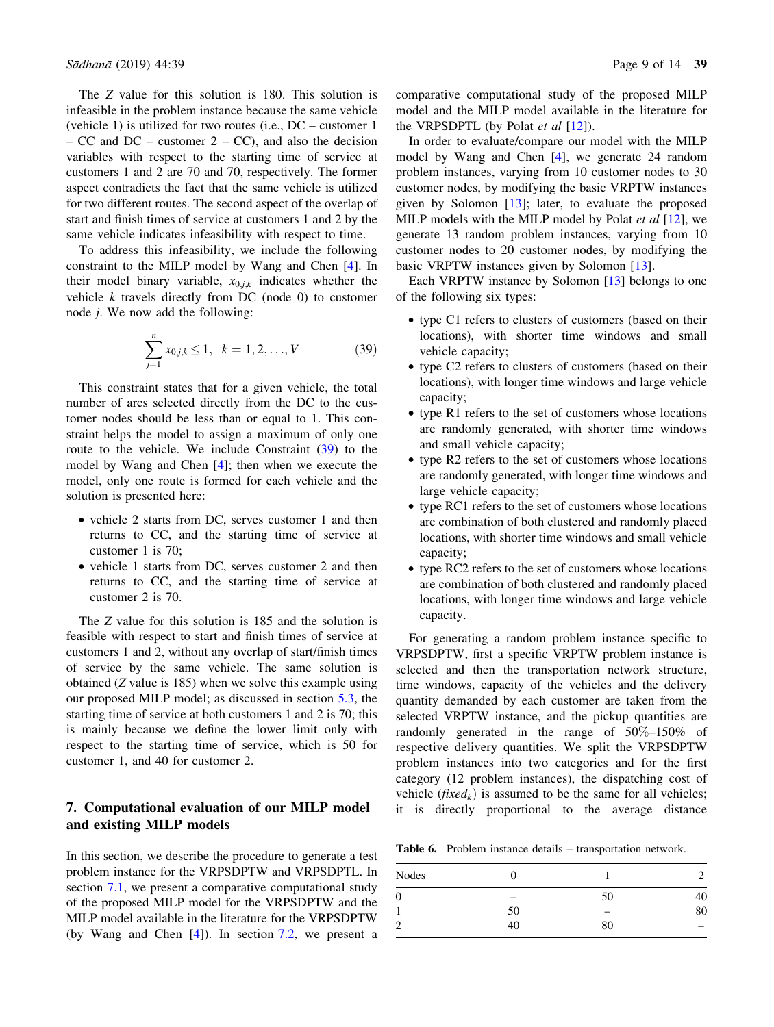The $Z$ value for this solution is 180. This solution is infeasible in the problem instance because the same vehicle (vehicle 1) is utilized for two routes (i.e., DC – customer 1 – CC and DC – customer 2 – CC), and also the decision variables with respect to the starting time of service at customers 1 and 2 are 70 and 70, respectively. The former aspect contradicts the fact that the same vehicle is utilized for two different routes. The second aspect of the overlap of start and finish times of service at customers 1 and 2 by the same vehicle indicates infeasibility with respect to time.

To address this infeasibility, we include the following constraint to the MILP model by Wang and Chen [4]. In their model binary variable, $x_{0,j,k}$ indicates whether the vehicle $k$ travels directly from DC (node 0) to customer node $j$. We now add the following:

$$\sum_{j=1}^{n} x_{0,j,k} \leq 1, \quad k = 1, 2, \ldots, V \tag{39}$$

This constraint states that for a given vehicle, the total number of arcs selected directly from the DC to the customer nodes should be less than or equal to 1. This constraint helps the model to assign a maximum of only one route to the vehicle. We include Constraint (39) to the model by Wang and Chen [4]; then when we execute the model, only one route is formed for each vehicle and the solution is presented here:

- vehicle 2 starts from DC, serves customer 1 and then returns to CC, and the starting time of service at customer 1 is 70;
- vehicle 1 starts from DC, serves customer 2 and then returns to CC, and the starting time of service at customer 2 is 70.

The $Z$ value for this solution is 185 and the solution is feasible with respect to start and finish times of service at customers 1 and 2, without any overlap of start/finish times of service by the same vehicle. The same solution is obtained ($Z$ value is 185) when we solve this example using our proposed MILP model; as discussed in section 5.3, the starting time of service at both customers 1 and 2 is 70; this is mainly because we define the lower limit only with respect to the starting time of service, which is 50 for customer 1, and 40 for customer 2.

## 7. Computational evaluation of our MILP model and existing MILP models

In this section, we describe the procedure to generate a test problem instance for the VRPSDPTW and VRPSDPTL. In section 7.1, we present a comparative computational study of the proposed MILP for the VRPSDPTW and the MILP model available in the literature for the VRPSDPTW (by Wang and Chen [4]). In section 7.2, we present a comparative computational study of the proposed MILP model and the MILP model available in the literature for the VRPSDPTL (by Polat *et al* [12]).

In order to evaluate/compare our model with the MILP model by Wang and Chen [4], we generate 24 random problem instances, varying from 10 customer nodes to 30 customer nodes, by modifying the basic VRPTW instances given by Solomon [13]; later, to evaluate the proposed MILP models with the MILP model by Polat *et al* [12], we generate 13 random problem instances, varying from 10 customer nodes to 20 customer nodes, by modifying the basic VRPTW instances given by Solomon [13].

Each VRPTW instance by Solomon [13] belongs to one of the following six types:

- type C1 refers to clusters of customers (based on their locations), with shorter time windows and small vehicle capacity;
- type C2 refers to clusters of customers (based on their locations), with longer time windows and large vehicle capacity;
- type R1 refers to the set of customers whose locations are randomly generated, with shorter time windows and small vehicle capacity;
- type R2 refers to the set of customers whose locations are randomly generated, with longer time windows and large vehicle capacity;
- type RC1 refers to the set of customers whose locations are combination of both clustered and randomly placed locations, with shorter time windows and small vehicle capacity;
- type RC2 refers to the set of customers whose locations are combination of both clustered and randomly placed locations, with longer time windows and large vehicle capacity.

For generating a random problem instance specific to VRPSDPTW, first a specific VRPTW problem instance is selected and then the transportation network structure, time windows, capacity of the vehicles and the delivery quantity demanded by each customer are taken from the selected VRPTW instance, and the pickup quantities are randomly generated in the range of 50%–150% of respective delivery quantities. We split the VRPSDPTW problem instances into two categories and for the first category (12 problem instances), the dispatching cost of vehicle ($fixed_k$) is assumed to be the same for all vehicles; it is directly proportional to the average distance

**Table 6.** Problem instance details – transportation network.

| Nodes | 0 | 1 | 2 |
|---|---|---|---|
| 0 | – | 50 | 40 |
| 1 | 50 | – | 80 |
| 2 | 40 | 80 | – |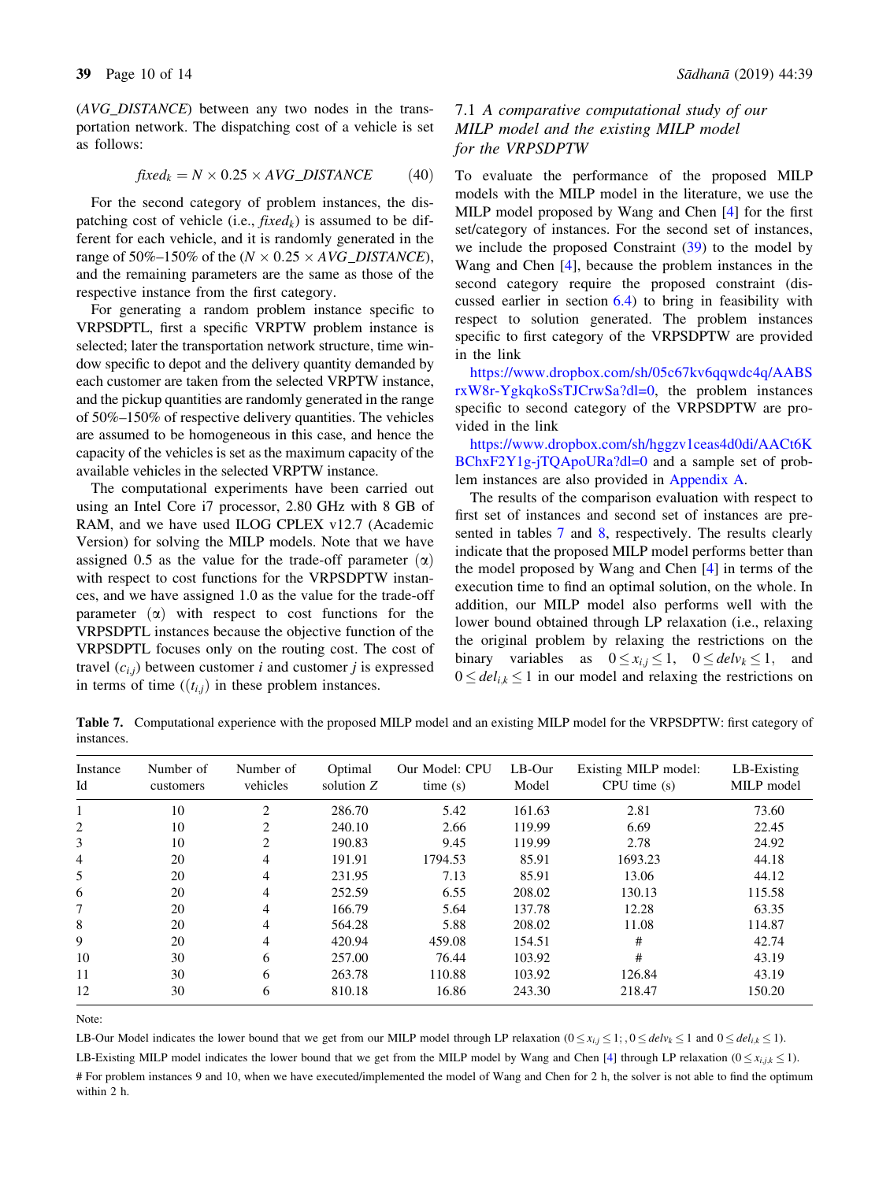($AVG\_DISTANCE$) between any two nodes in the transportation network. The dispatching cost of a vehicle is set as follows:

$$fixed_k = N \times 0.25 \times AVG\_DISTANCE \tag{40}$$

For the second category of problem instances, the dispatching cost of vehicle (i.e., $fixed_k$) is assumed to be different for each vehicle, and it is randomly generated in the range of 50%–150% of the ($N \times 0.25 \times AVG\_DISTANCE$), and the remaining parameters are the same as those of the respective instance from the first category.

For generating a random problem instance specific to VRPSDPTL, first a specific VRPTW problem instance is selected; later the transportation network structure, time window specific to depot and the delivery quantity demanded by each customer are taken from the selected VRPTW instance, and the pickup quantities are randomly generated in the range of 50%–150% of respective delivery quantities. The vehicles are assumed to be homogeneous in this case, and hence the capacity of the vehicles is set as the maximum capacity of the available vehicles in the selected VRPTW instance.

The computational experiments have been carried out using an Intel Core i7 processor, 2.80 GHz with 8 GB of RAM, and we have used ILOG CPLEX v12.7 (Academic Version) for solving the MILP models. Note that we have assigned 0.5 as the value for the trade-off parameter ($\alpha$) with respect to cost functions for the VRPSDPTW instances, and we have assigned 1.0 as the value for the trade-off parameter ($\alpha$) with respect to cost functions for the VRPSDPTL instances because the objective function of the VRPSDPTL focuses only on the routing cost. The cost of travel ($c_{i,j}$) between customer $i$ and customer $j$ is expressed in terms of time (($t_{i,j}$)) in these problem instances.

### 7.1 A comparative computational study of our MILP model and the existing MILP model for the VRPSDPTW

To evaluate the performance of the proposed MILP models with the MILP model in the literature, we use the MILP model proposed by Wang and Chen [4] for the first set/category of instances. For the second set of instances, we include the proposed Constraint (39) to the model by Wang and Chen [4], because the problem instances in the second category require the proposed constraint (discussed earlier in section 6.4) to bring in feasibility with respect to solution generated. The problem instances specific to first category of the VRPSDPTW are provided in the link https://www.dropbox.com/sh/05c67kv6qqwdc4q/AABSrxW8r-YgkqkoSsTJCrwSa?dl=0, the problem instances specific to second category of the VRPSDPTW are provided in the link https://www.dropbox.com/sh/hggzv1ceas4d0di/AACt6KBChxF2Y1g-jTQApoURa?dl=0 and a sample set of problem instances are also provided in Appendix A.

The results of the comparison evaluation with respect to first set of instances and second set of instances are presented in tables 7 and 8, respectively. The results clearly indicate that the proposed MILP model performs better than the model proposed by Wang and Chen [4] in terms of the execution time to find an optimal solution, on the whole. In addition, our MILP model also performs well with the lower bound obtained through LP relaxation (i.e., relaxing the original problem by relaxing the restrictions on the binary variables as $0 \le x_{i,j} \le 1$, $0 \le delv_k \le 1$, and $0 \le del_{i,k} \le 1$ in our model and relaxing the restrictions on

**Table 7.** Computational experience with the proposed MILP model and an existing MILP model for the VRPSDPTW: first category of instances.

| Instance Id | Number of customers | Number of vehicles | Optimal solution Z | Our Model: CPU time (s) | LB-Our Model | Existing MILP model: CPU time (s) | LB-Existing MILP model |
|---|---|---|---|---|---|---|---|
| 1 | 10 | 2 | 286.70 | 5.42 | 161.63 | 2.81 | 73.60 |
| 2 | 10 | 2 | 240.10 | 2.66 | 119.99 | 6.69 | 22.45 |
| 3 | 10 | 2 | 190.83 | 9.45 | 119.99 | 2.78 | 24.92 |
| 4 | 20 | 4 | 191.91 | 1794.53 | 85.91 | 1693.23 | 44.18 |
| 5 | 20 | 4 | 231.95 | 7.13 | 85.91 | 13.06 | 44.12 |
| 6 | 20 | 4 | 252.59 | 6.55 | 208.02 | 130.13 | 115.58 |
| 7 | 20 | 4 | 166.79 | 5.64 | 137.78 | 12.28 | 63.35 |
| 8 | 20 | 4 | 564.28 | 5.88 | 208.02 | 11.08 | 114.87 |
| 9 | 20 | 4 | 420.94 | 459.08 | 154.51 | # | 42.74 |
| 10 | 30 | 6 | 257.00 | 76.44 | 103.92 | # | 43.19 |
| 11 | 30 | 6 | 263.78 | 110.88 | 103.92 | 126.84 | 43.19 |
| 12 | 30 | 6 | 810.18 | 16.86 | 243.30 | 218.47 | 150.20 |

Note:

LB-Our Model indicates the lower bound that we get from our MILP model through LP relaxation ($0 \le x_{i,j} \le 1;, 0 \le delv_k \le 1$ and $0 \le del_{i,k} \le 1$).

LB-Existing MILP model indicates the lower bound that we get from the MILP model by Wang and Chen [4] through LP relaxation ($0 \le x_{i,j,k} \le 1$).

\# For problem instances 9 and 10, when we have executed/implemented the model of Wang and Chen for 2 h, the solver is not able to find the optimum within 2 h.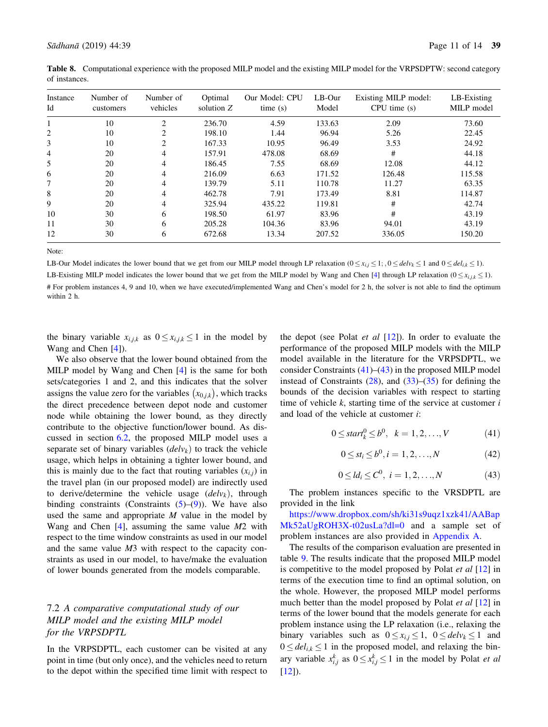**Table 8.** Computational experience with the proposed MILP model and the existing MILP model for the VRPSPDPTW: second category of instances.

| Instance Id | Number of customers | Number of vehicles | Optimal solution $Z$ | Our Model: CPU time (s) | LB-Our Model | Existing MILP model: CPU time (s) | LB-Existing MILP model |
|---|---|---|---|---|---|---|---|
| 1 | 10 | 2 | 236.70 | 4.59 | 133.63 | 2.09 | 73.60 |
| 2 | 10 | 2 | 198.10 | 1.44 | 96.94 | 5.26 | 22.45 |
| 3 | 10 | 2 | 167.33 | 10.95 | 96.49 | 3.53 | 24.92 |
| 4 | 20 | 4 | 157.91 | 478.08 | 68.69 | # | 44.18 |
| 5 | 20 | 4 | 186.45 | 7.55 | 68.69 | 12.08 | 44.12 |
| 6 | 20 | 4 | 216.09 | 6.63 | 171.52 | 126.48 | 115.58 |
| 7 | 20 | 4 | 139.79 | 5.11 | 110.78 | 11.27 | 63.35 |
| 8 | 20 | 4 | 462.78 | 7.91 | 173.49 | 8.81 | 114.87 |
| 9 | 20 | 4 | 325.94 | 435.22 | 119.81 | # | 42.74 |
| 10 | 30 | 6 | 198.50 | 61.97 | 83.96 | # | 43.19 |
| 11 | 30 | 6 | 205.28 | 104.36 | 83.96 | 94.01 | 43.19 |
| 12 | 30 | 6 | 672.68 | 13.34 | 207.52 | 336.05 | 150.20 |

Note:

LB-Our Model indicates the lower bound that we get from our MILP model through LP relaxation ($0 \leq x_{i,j} \leq 1; , 0 \leq delv_k \leq 1$ and $0 \leq del_{i,k} \leq 1$).

LB-Existing MILP model indicates the lower bound that we get from the MILP model by Wang and Chen [4] through LP relaxation ($0 \leq x_{i,j,k} \leq 1$).

# For problem instances 4, 9 and 10, when we have executed/implemented Wang and Chen's model for 2 h, the solver is not able to find the optimum within 2 h.

the binary variable $x_{i,j,k}$ as $0 \leq x_{i,j,k} \leq 1$ in the model by Wang and Chen [4]).

We also observe that the lower bound obtained from the MILP model by Wang and Chen [4] is the same for both sets/categories 1 and 2, and this indicates that the solver assigns the value zero for the variables $(x_{0,j,k})$, which tracks the direct precedence between depot node and customer node while obtaining the lower bound, as they directly contribute to the objective function/lower bound. As discussed in section 6.2, the proposed MILP model uses a separate set of binary variables ($delv_k$) to track the vehicle usage, which helps in obtaining a tighter lower bound, and this is mainly due to the fact that routing variables ($x_{i,j}$) in the travel plan (in our proposed model) are indirectly used to derive/determine the vehicle usage ($delv_k$), through binding constraints (Constraints (5)–(9)). We have also used the same and appropriate $M$ value in the model by Wang and Chen [4], assuming the same value $M2$ with respect to the time window constraints as used in our model and the same value $M3$ with respect to the capacity constraints as used in our model, to have/make the evaluation of lower bounds generated from the models comparable.

### 7.2 *A comparative computational study of our MILP model and the existing MILP model for the VRPSDPTL*

In the VRPSDPTL, each customer can be visited at any point in time (but only once), and the vehicles need to return to the depot within the specified time limit with respect to the depot (see Polat *et al* [12]). In order to evaluate the performance of the proposed MILP models with the MILP model available in the literature for the VRPSDPTL, we consider Constraints (41)–(43) in the proposed MILP model instead of Constraints (28), and (33)–(35) for defining the bounds of the decision variables with respect to starting time of vehicle $k$, starting time of the service at customer $i$ and load of the vehicle at customer $i$:

$$0 \leq start_k^0 \leq b^0, \quad k = 1, 2, \ldots, V \tag{41}$$

$$0 \leq st_i \leq b^0, i = 1, 2, \ldots, N \tag{42}$$

$$0 \leq ld_i \leq C^0, \quad i = 1, 2, \ldots, N \tag{43}$$

The problem instances specific to the VRSDPTL are provided in the link https://www.dropbox.com/sh/ki31s9uqz1xzk41/AABapMk52aUgROH3X-t02usLa?dl=0 and a sample set of problem instances are also provided in Appendix A.

The results of the comparison evaluation are presented in table 9. The results indicate that the proposed MILP model is competitive to the model proposed by Polat *et al* [12] in terms of the execution time to find an optimal solution, on the whole. However, the proposed MILP model performs much better than the model proposed by Polat *et al* [12] in terms of the lower bound that the models generate for each problem instance using the LP relaxation (i.e., relaxing the binary variables such as $0 \leq x_{i,j} \leq 1$, $0 \leq delv_k \leq 1$ and $0 \leq del_{i,k} \leq 1$ in the proposed model, and relaxing the binary variable $x_{i,j}^k$ as $0 \leq x_{i,j}^k \leq 1$ in the model by Polat *et al* [12]).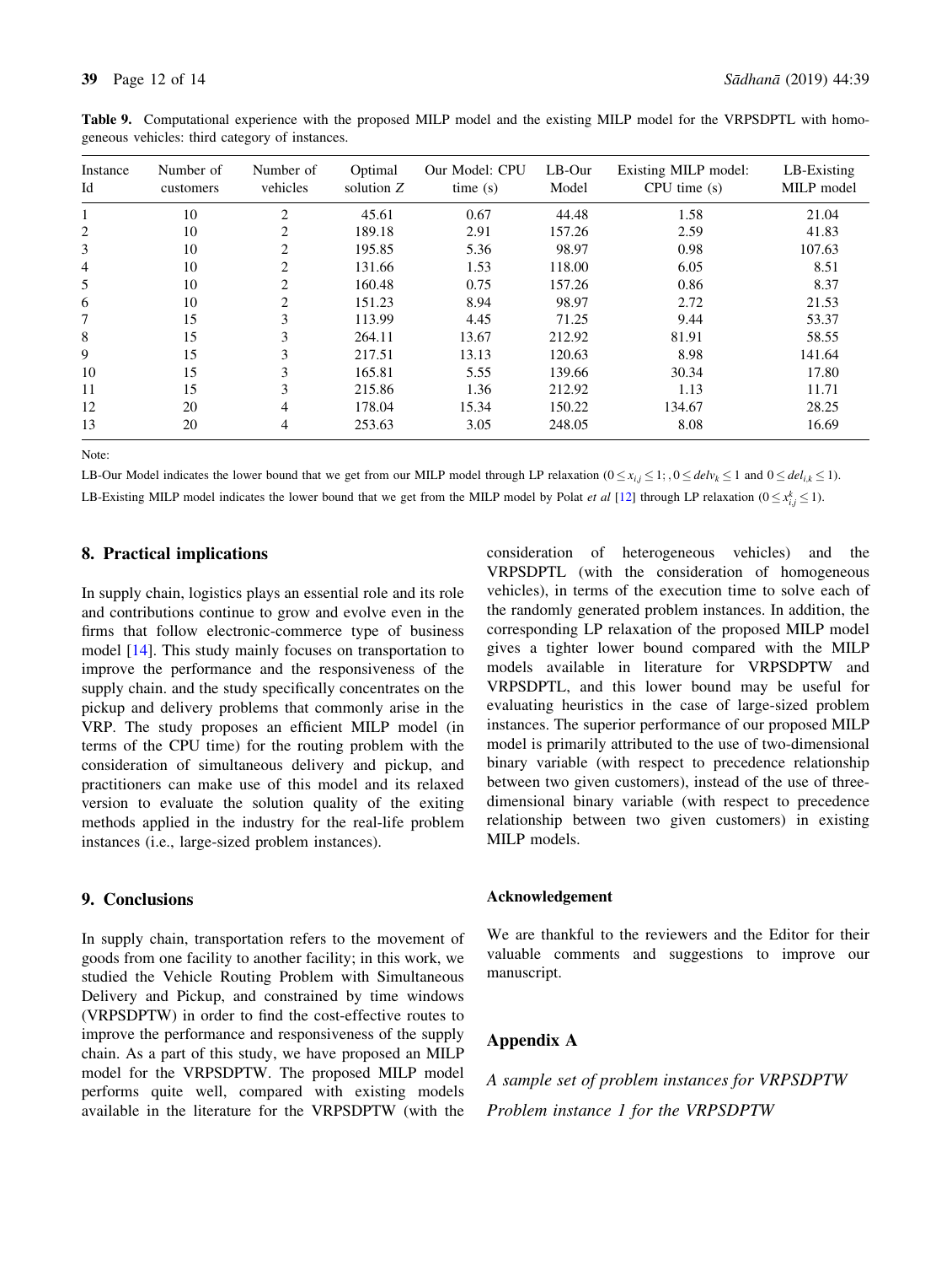**Table 9.** Computational experience with the proposed MILP model and the existing MILP model for the VRPSDPTL with homogeneous vehicles: third category of instances.

| Instance Id | Number of customers | Number of vehicles | Optimal solution $Z$ | Our Model: CPU time (s) | LB-Our Model | Existing MILP model: CPU time (s) | LB-Existing MILP model |
|---|---|---|---|---|---|---|---|
| 1 | 10 | 2 | 45.61 | 0.67 | 44.48 | 1.58 | 21.04 |
| 2 | 10 | 2 | 189.18 | 2.91 | 157.26 | 2.59 | 41.83 |
| 3 | 10 | 2 | 195.85 | 5.36 | 98.97 | 0.98 | 107.63 |
| 4 | 10 | 2 | 131.66 | 1.53 | 118.00 | 6.05 | 8.51 |
| 5 | 10 | 2 | 160.48 | 0.75 | 157.26 | 0.86 | 8.37 |
| 6 | 10 | 2 | 151.23 | 8.94 | 98.97 | 2.72 | 21.53 |
| 7 | 15 | 3 | 113.99 | 4.45 | 71.25 | 9.44 | 53.37 |
| 8 | 15 | 3 | 264.11 | 13.67 | 212.92 | 81.91 | 58.55 |
| 9 | 15 | 3 | 217.51 | 13.13 | 120.63 | 8.98 | 141.64 |
| 10 | 15 | 3 | 165.81 | 5.55 | 139.66 | 30.34 | 17.80 |
| 11 | 15 | 3 | 215.86 | 1.36 | 212.92 | 1.13 | 11.71 |
| 12 | 20 | 4 | 178.04 | 15.34 | 150.22 | 134.67 | 28.25 |
| 13 | 20 | 4 | 253.63 | 3.05 | 248.05 | 8.08 | 16.69 |

Note:

LB-Our Model indicates the lower bound that we get from our MILP model through LP relaxation ($0 \le x_{i,j} \le 1; , 0 \le delv_k \le 1$ and $0 \le del_{i,k} \le 1$).

LB-Existing MILP model indicates the lower bound that we get from the MILP model by Polat *et al* [12] through LP relaxation ($0 \le x^k_{i,j} \le 1$).

## 8. Practical implications

In supply chain, logistics plays an essential role and its role and contributions continue to grow and evolve even in the firms that follow electronic-commerce type of business model [14]. This study mainly focuses on transportation to improve the performance and the responsiveness of the supply chain. and the study specifically concentrates on the pickup and delivery problems that commonly arise in the VRP. The study proposes an efficient MILP model (in terms of the CPU time) for the routing problem with the consideration of simultaneous delivery and pickup, and practitioners can make use of this model and its relaxed version to evaluate the solution quality of the exiting methods applied in the industry for the real-life problem instances (i.e., large-sized problem instances).

## 9. Conclusions

In supply chain, transportation refers to the movement of goods from one facility to another facility; in this work, we studied the Vehicle Routing Problem with Simultaneous Delivery and Pickup, and constrained by time windows (VRPSDPTW) in order to find the cost-effective routes to improve the performance and responsiveness of the supply chain. As a part of this study, we have proposed an MILP model for the VRPSDPTW. The proposed MILP model performs quite well, compared with existing models available in the literature for the VRPSDPTW (with the consideration of heterogeneous vehicles) and the VRPSDPTL (with the consideration of homogeneous vehicles), in terms of the execution time to solve each of the randomly generated problem instances. In addition, the corresponding LP relaxation of the proposed MILP model gives a tighter lower bound compared with the MILP models available in literature for VRPSDPTW and VRPSDPTL, and this lower bound may be useful for evaluating heuristics in the case of large-sized problem instances. The superior performance of our proposed MILP model is primarily attributed to the use of two-dimensional binary variable (with respect to precedence relationship between two given customers), instead of the use of three-dimensional binary variable (with respect to precedence relationship between two given customers) in existing MILP models.

### Acknowledgement

We are thankful to the reviewers and the Editor for their valuable comments and suggestions to improve our manuscript.

## Appendix A

*A sample set of problem instances for VRPSDPTW*

*Problem instance 1 for the VRPSDPTW*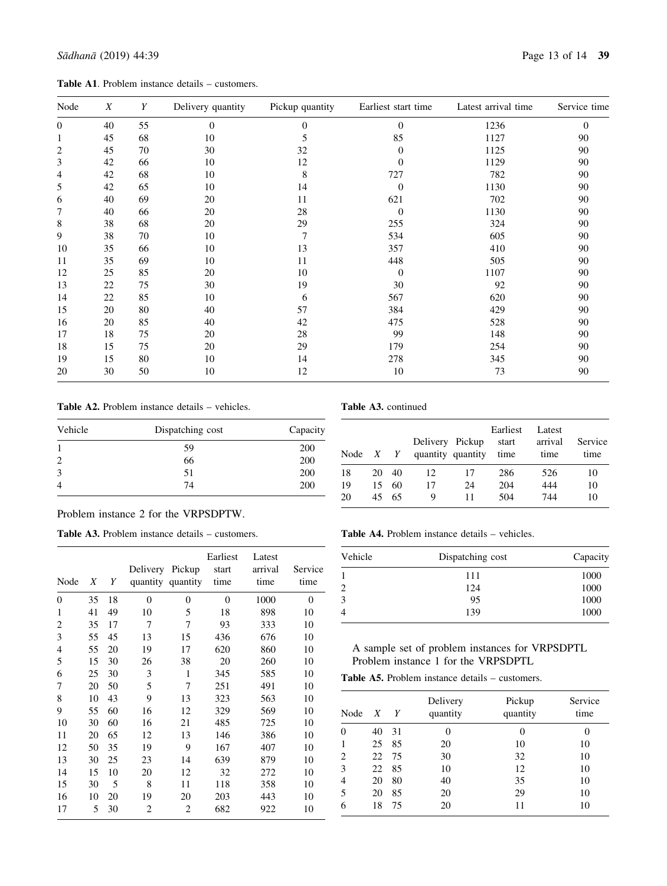**Table A1**. Problem instance details – customers.

| Node | $X$ | $Y$ | Delivery quantity | Pickup quantity | Earliest start time | Latest arrival time | Service time |
|---|---|---|---|---|---|---|---|
| 0 | 40 | 55 | 0 | 0 | 0 | 1236 | 0 |
| 1 | 45 | 68 | 10 | 5 | 85 | 1127 | 90 |
| 2 | 45 | 70 | 30 | 32 | 0 | 1125 | 90 |
| 3 | 42 | 66 | 10 | 12 | 0 | 1129 | 90 |
| 4 | 42 | 68 | 10 | 8 | 727 | 782 | 90 |
| 5 | 42 | 65 | 10 | 14 | 0 | 1130 | 90 |
| 6 | 40 | 69 | 20 | 11 | 621 | 702 | 90 |
| 7 | 40 | 66 | 20 | 28 | 0 | 1130 | 90 |
| 8 | 38 | 68 | 20 | 29 | 255 | 324 | 90 |
| 9 | 38 | 70 | 10 | 7 | 534 | 605 | 90 |
| 10 | 35 | 66 | 10 | 13 | 357 | 410 | 90 |
| 11 | 35 | 69 | 10 | 11 | 448 | 505 | 90 |
| 12 | 25 | 85 | 20 | 10 | 0 | 1107 | 90 |
| 13 | 22 | 75 | 30 | 19 | 30 | 92 | 90 |
| 14 | 22 | 85 | 10 | 6 | 567 | 620 | 90 |
| 15 | 20 | 80 | 40 | 57 | 384 | 429 | 90 |
| 16 | 20 | 85 | 40 | 42 | 475 | 528 | 90 |
| 17 | 18 | 75 | 20 | 28 | 99 | 148 | 90 |
| 18 | 15 | 75 | 20 | 29 | 179 | 254 | 90 |
| 19 | 15 | 80 | 10 | 14 | 278 | 345 | 90 |
| 20 | 30 | 50 | 10 | 12 | 10 | 73 | 90 |

**Table A2.** Problem instance details – vehicles.

| Vehicle | Dispatching cost | Capacity |
|---|---|---|
| 1 | 59 | 200 |
| 2 | 66 | 200 |
| 3 | 51 | 200 |
| 4 | 74 | 200 |

Problem instance 2 for the VRPSDPTW.

**Table A3.** Problem instance details – customers.

| Node | $X$ | $Y$ | Delivery quantity | Pickup quantity | Earliest start time | Latest arrival time | Service time |
|---|---|---|---|---|---|---|---|
| 0 | 35 | 18 | 0 | 0 | 0 | 1000 | 0 |
| 1 | 41 | 49 | 10 | 5 | 18 | 898 | 10 |
| 2 | 35 | 17 | 7 | 7 | 93 | 333 | 10 |
| 3 | 55 | 45 | 13 | 15 | 436 | 676 | 10 |
| 4 | 55 | 20 | 19 | 17 | 620 | 860 | 10 |
| 5 | 15 | 30 | 26 | 38 | 20 | 260 | 10 |
| 6 | 25 | 30 | 3 | 1 | 345 | 585 | 10 |
| 7 | 20 | 50 | 5 | 7 | 251 | 491 | 10 |
| 8 | 10 | 43 | 9 | 13 | 323 | 563 | 10 |
| 9 | 55 | 60 | 16 | 12 | 329 | 569 | 10 |
| 10 | 30 | 60 | 16 | 21 | 485 | 725 | 10 |
| 11 | 20 | 65 | 12 | 13 | 146 | 386 | 10 |
| 12 | 50 | 35 | 19 | 9 | 167 | 407 | 10 |
| 13 | 30 | 25 | 23 | 14 | 639 | 879 | 10 |
| 14 | 15 | 10 | 20 | 12 | 32 | 272 | 10 |
| 15 | 30 | 5 | 8 | 11 | 118 | 358 | 10 |
| 16 | 10 | 20 | 19 | 20 | 203 | 443 | 10 |
| 17 | 5 | 30 | 2 | 2 | 682 | 922 | 10 |
| 18 | 20 | 40 | 12 | 17 | 286 | 526 | 10 |
| 19 | 15 | 60 | 17 | 24 | 204 | 444 | 10 |
| 20 | 45 | 65 | 9 | 11 | 504 | 744 | 10 |

**Table A4.** Problem instance details – vehicles.

| Vehicle | Dispatching cost | Capacity |
|---|---|---|
| 1 | 111 | 1000 |
| 2 | 124 | 1000 |
| 3 | 95 | 1000 |
| 4 | 139 | 1000 |

A sample set of problem instances for VRPSDPTL
Problem instance 1 for the VRPSDPTL

**Table A5.** Problem instance details – customers.

| Node | $X$ | $Y$ | Delivery quantity | Pickup quantity | Service time |
|---|---|---|---|---|---|
| 0 | 40 | 31 | 0 | 0 | 0 |
| 1 | 25 | 85 | 20 | 10 | 10 |
| 2 | 22 | 75 | 30 | 32 | 10 |
| 3 | 22 | 85 | 10 | 12 | 10 |
| 4 | 20 | 80 | 40 | 35 | 10 |
| 5 | 20 | 85 | 20 | 29 | 10 |
| 6 | 18 | 75 | 20 | 11 | 10 |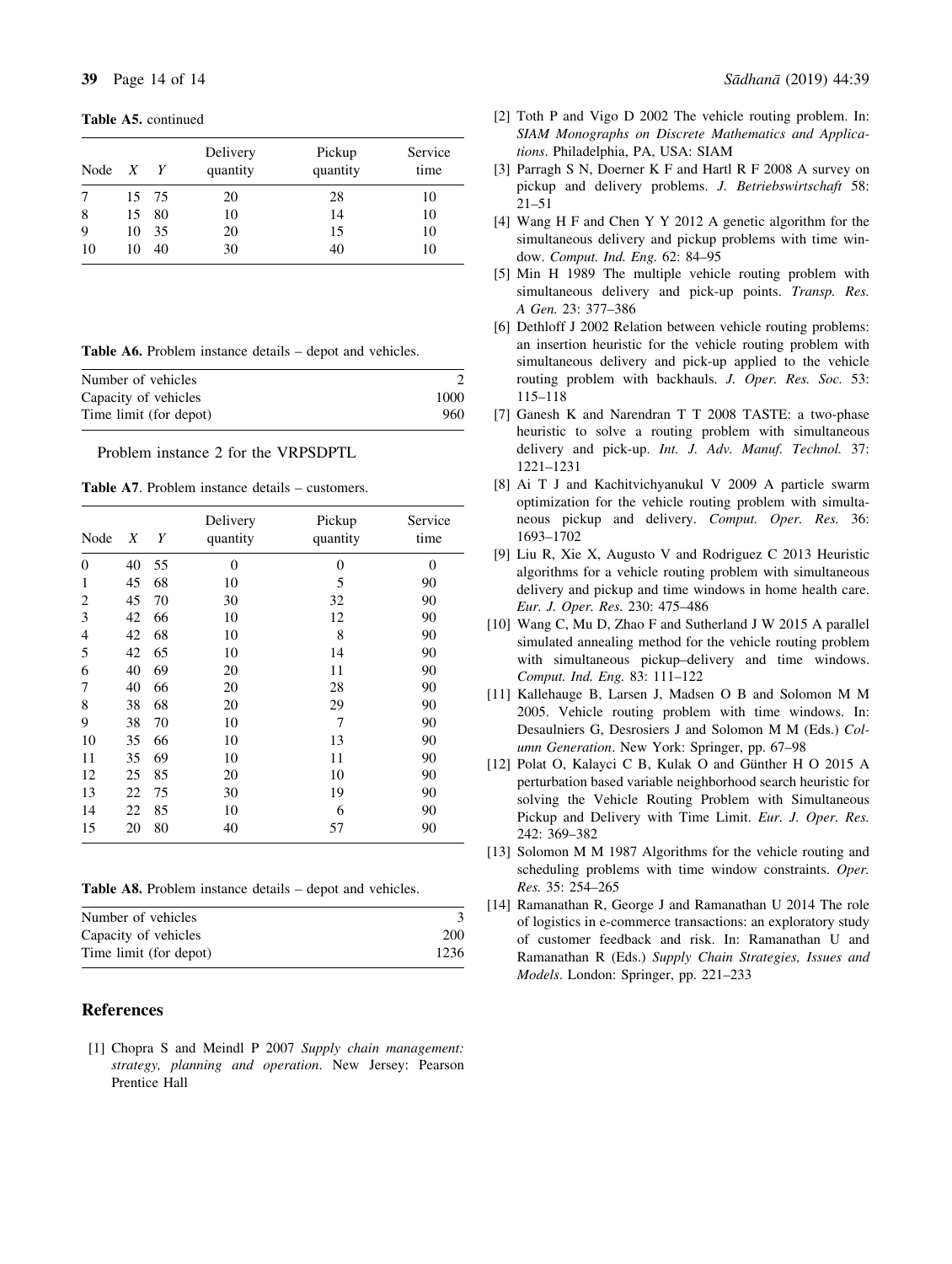**Table A5.** continued

| Node | X | Y | Delivery quantity | Pickup quantity | Service time |
|---|---|---|---|---|---|
| 7 | 15 | 75 | 20 | 28 | 10 |
| 8 | 15 | 80 | 10 | 14 | 10 |
| 9 | 10 | 35 | 20 | 15 | 10 |
| 10 | 10 | 40 | 30 | 40 | 10 |

**Table A6.** Problem instance details – depot and vehicles.

| | |
|---|---|
| Number of vehicles | 2 |
| Capacity of vehicles | 1000 |
| Time limit (for depot) | 960 |

Problem instance 2 for the VRPSDPTL

**Table A7**. Problem instance details – customers.

| Node | X | Y | Delivery quantity | Pickup quantity | Service time |
|---|---|---|---|---|---|
| 0 | 40 | 55 | 0 | 0 | 0 |
| 1 | 45 | 68 | 10 | 5 | 90 |
| 2 | 45 | 70 | 30 | 32 | 90 |
| 3 | 42 | 66 | 10 | 12 | 90 |
| 4 | 42 | 68 | 10 | 8 | 90 |
| 5 | 42 | 65 | 10 | 14 | 90 |
| 6 | 40 | 69 | 20 | 11 | 90 |
| 7 | 40 | 66 | 20 | 28 | 90 |
| 8 | 38 | 68 | 20 | 29 | 90 |
| 9 | 38 | 70 | 10 | 7 | 90 |
| 10 | 35 | 66 | 10 | 13 | 90 |
| 11 | 35 | 69 | 10 | 11 | 90 |
| 12 | 25 | 85 | 20 | 10 | 90 |
| 13 | 22 | 75 | 30 | 19 | 90 |
| 14 | 22 | 85 | 10 | 6 | 90 |
| 15 | 20 | 80 | 40 | 57 | 90 |

**Table A8.** Problem instance details – depot and vehicles.

| | |
|---|---|
| Number of vehicles | 3 |
| Capacity of vehicles | 200 |
| Time limit (for depot) | 1236 |

## References

[1] Chopra S and Meindl P 2007 *Supply chain management: strategy, planning and operation*. New Jersey: Pearson Prentice Hall

[2] Toth P and Vigo D 2002 The vehicle routing problem. In: *SIAM Monographs on Discrete Mathematics and Applications*. Philadelphia, PA, USA: SIAM

[3] Parragh S N, Doerner K F and Hartl R F 2008 A survey on pickup and delivery problems. *J. Betriebswirtschaft* 58: 21–51

[4] Wang H F and Chen Y Y 2012 A genetic algorithm for the simultaneous delivery and pickup problems with time window. *Comput. Ind. Eng.* 62: 84–95

[5] Min H 1989 The multiple vehicle routing problem with simultaneous delivery and pick-up points. *Transp. Res. A Gen.* 23: 377–386

[6] Dethloff J 2002 Relation between vehicle routing problems: an insertion heuristic for the vehicle routing problem with simultaneous delivery and pick-up applied to the vehicle routing problem with backhauls. *J. Oper. Res. Soc.* 53: 115–118

[7] Ganesh K and Narendran T T 2008 TASTE: a two-phase heuristic to solve a routing problem with simultaneous delivery and pick-up. *Int. J. Adv. Manuf. Technol.* 37: 1221–1231

[8] Ai T J and Kachitvichyanukul V 2009 A particle swarm optimization for the vehicle routing problem with simultaneous pickup and delivery. *Comput. Oper. Res.* 36: 1693–1702

[9] Liu R, Xie X, Augusto V and Rodriguez C 2013 Heuristic algorithms for a vehicle routing problem with simultaneous delivery and pickup and time windows in home health care. *Eur. J. Oper. Res.* 230: 475–486

[10] Wang C, Mu D, Zhao F and Sutherland J W 2015 A parallel simulated annealing method for the vehicle routing problem with simultaneous pickup–delivery and time windows. *Comput. Ind. Eng.* 83: 111–122

[11] Kallehauge B, Larsen J, Madsen O B and Solomon M M 2005. Vehicle routing problem with time windows. In: Desaulniers G, Desrosiers J and Solomon M M (Eds.) *Column Generation*. New York: Springer, pp. 67–98

[12] Polat O, Kalayci C B, Kulak O and Günther H O 2015 A perturbation based variable neighborhood search heuristic for solving the Vehicle Routing Problem with Simultaneous Pickup and Delivery with Time Limit. *Eur. J. Oper. Res.* 242: 369–382

[13] Solomon M M 1987 Algorithms for the vehicle routing and scheduling problems with time window constraints. *Oper. Res.* 35: 254–265

[14] Ramanathan R, George J and Ramanathan U 2014 The role of logistics in e-commerce transactions: an exploratory study of customer feedback and risk. In: Ramanathan U and Ramanathan R (Eds.) *Supply Chain Strategies, Issues and Models*. London: Springer, pp. 221–233